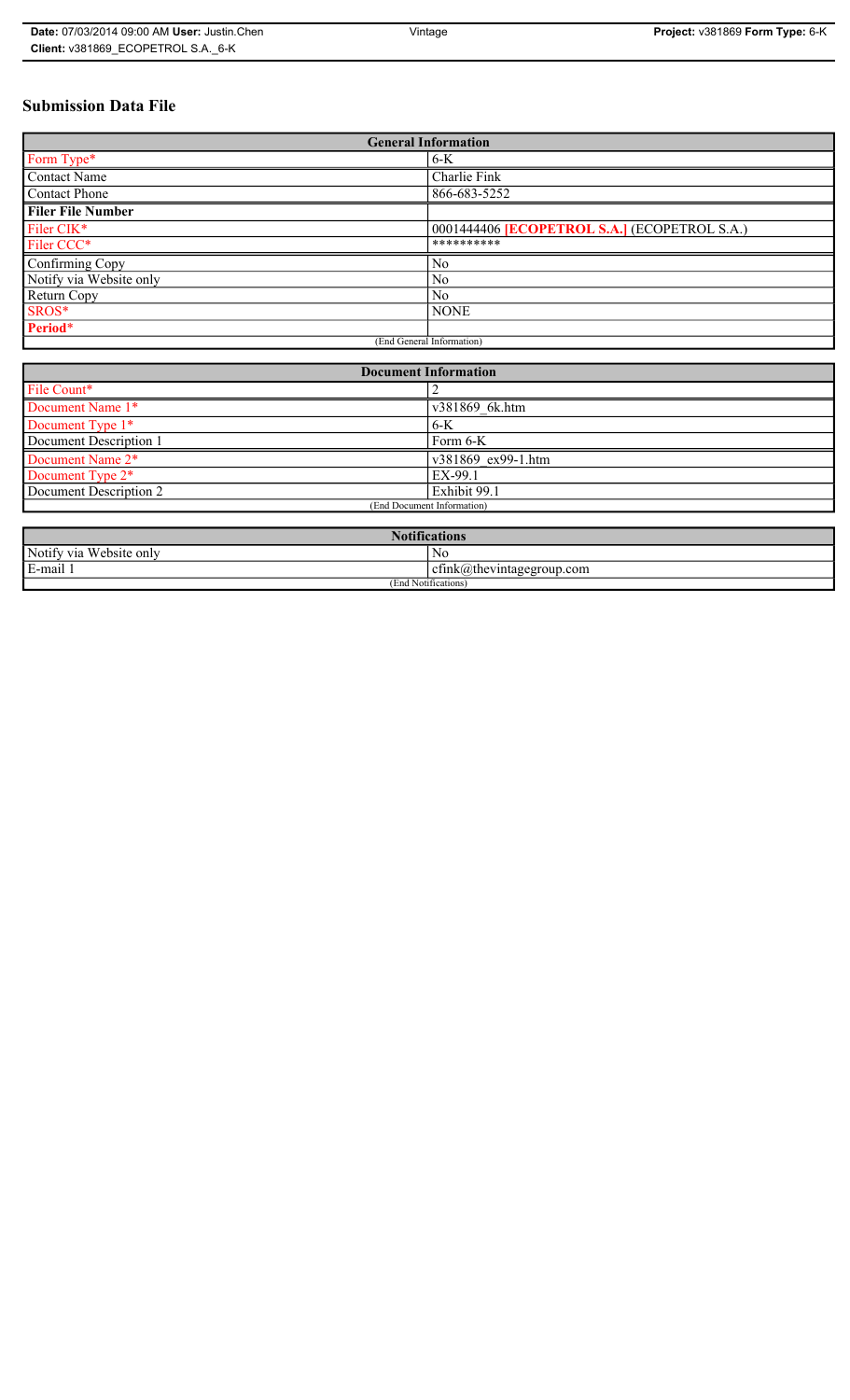# Submission Data File

| General Information | |
|---|---|
| Form Type* | 6-K |
| Contact Name | Charlie Fink |
| Contact Phone | 866-683-5252 |
| **Filer File Number** | |
| Filer CIK* | 0001444406 **[ECOPETROL S.A.]** (ECOPETROL S.A.) |
| Filer CCC* | ********** |
| Confirming Copy | No |
| Notify via Website only | No |
| Return Copy | No |
| SROS* | NONE |
| **Period*** | |
| (End General Information) | |

| Document Information | |
|---|---|
| File Count* | 2 |
| Document Name 1* | v381869_6k.htm |
| Document Type 1* | 6-K |
| Document Description 1 | Form 6-K |
| Document Name 2* | v381869_ex99-1.htm |
| Document Type 2* | EX-99.1 |
| Document Description 2 | Exhibit 99.1 |
| (End Document Information) | |

| Notifications | |
|---|---|
| Notify via Website only | No |
| E-mail 1 | cfink@thevintagegroup.com |
| (End Notifications) | |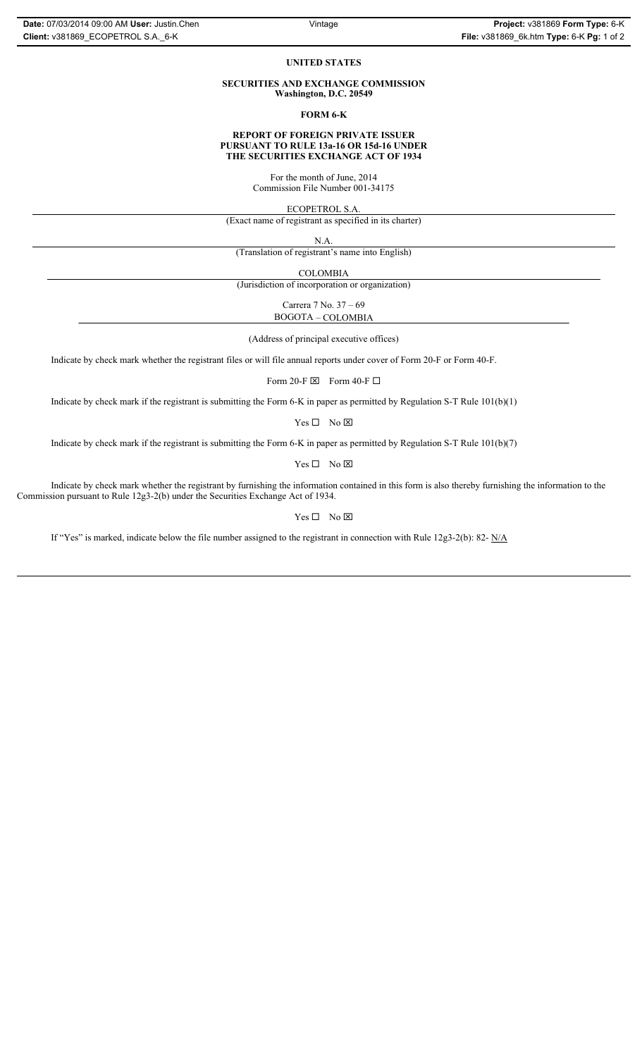**UNITED STATES**

**SECURITIES AND EXCHANGE COMMISSION**
**Washington, D.C. 20549**

**FORM 6-K**

**REPORT OF FOREIGN PRIVATE ISSUER**
**PURSUANT TO RULE 13a-16 OR 15d-16 UNDER**
**THE SECURITIES EXCHANGE ACT OF 1934**

For the month of June, 2014
Commission File Number 001-34175

ECOPETROL S.A.
(Exact name of registrant as specified in its charter)

N.A.
(Translation of registrant's name into English)

COLOMBIA
(Jurisdiction of incorporation or organization)

Carrera 7 No. 37 – 69
BOGOTA – COLOMBIA

(Address of principal executive offices)

Indicate by check mark whether the registrant files or will file annual reports under cover of Form 20-F or Form 40-F.

Form 20-F ☒ Form 40-F ☐

Indicate by check mark if the registrant is submitting the Form 6-K in paper as permitted by Regulation S-T Rule 101(b)(1)

Yes ☐ No ☒

Indicate by check mark if the registrant is submitting the Form 6-K in paper as permitted by Regulation S-T Rule 101(b)(7)

Yes ☐ No ☒

Indicate by check mark whether the registrant by furnishing the information contained in this form is also thereby furnishing the information to the Commission pursuant to Rule 12g3-2(b) under the Securities Exchange Act of 1934.

Yes ☐ No ☒

If "Yes" is marked, indicate below the file number assigned to the registrant in connection with Rule 12g3-2(b): 82- N/A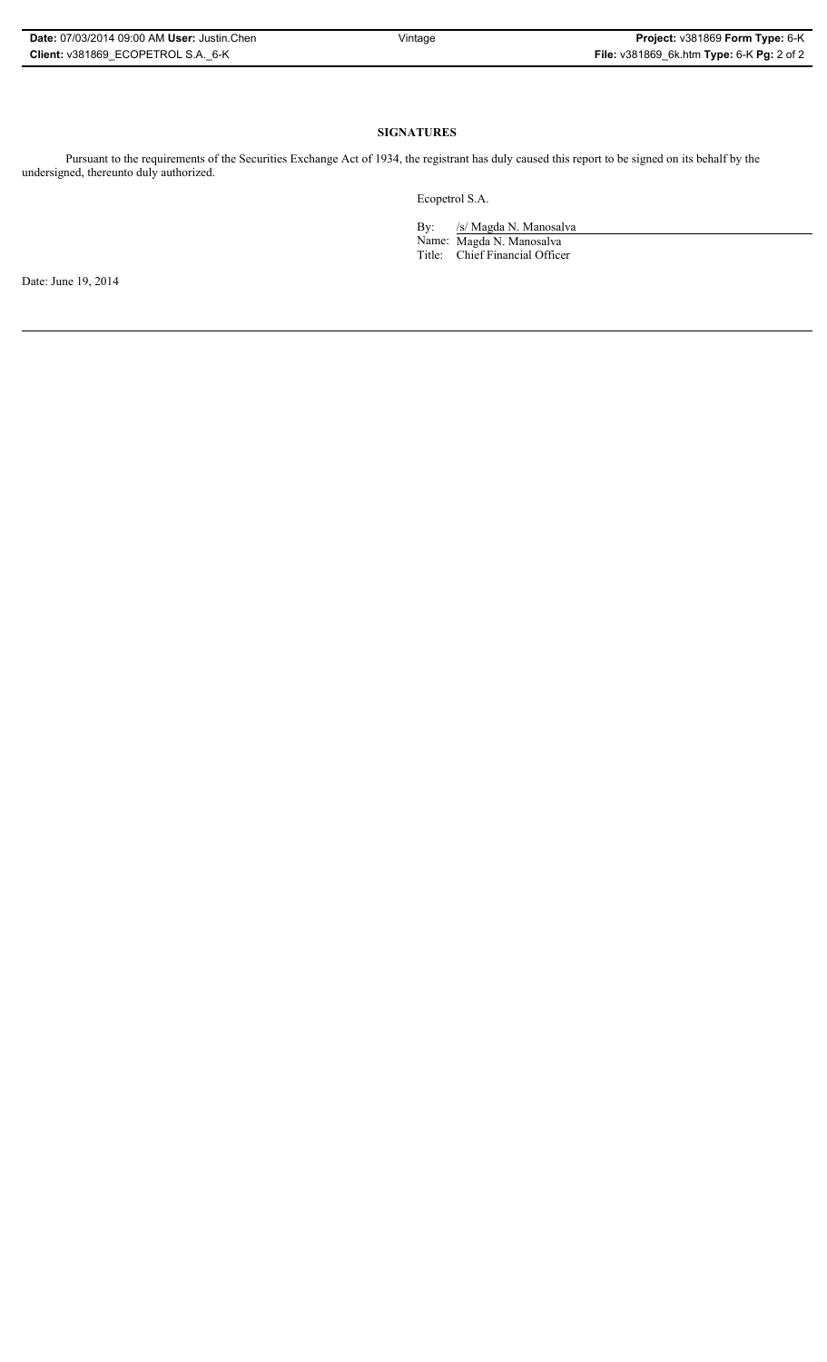## SIGNATURES

Pursuant to the requirements of the Securities Exchange Act of 1934, the registrant has duly caused this report to be signed on its behalf by the undersigned, thereunto duly authorized.

Ecopetrol S.A.

By: /s/ Magda N. Manosalva
Name: Magda N. Manosalva
Title: Chief Financial Officer

Date: June 19, 2014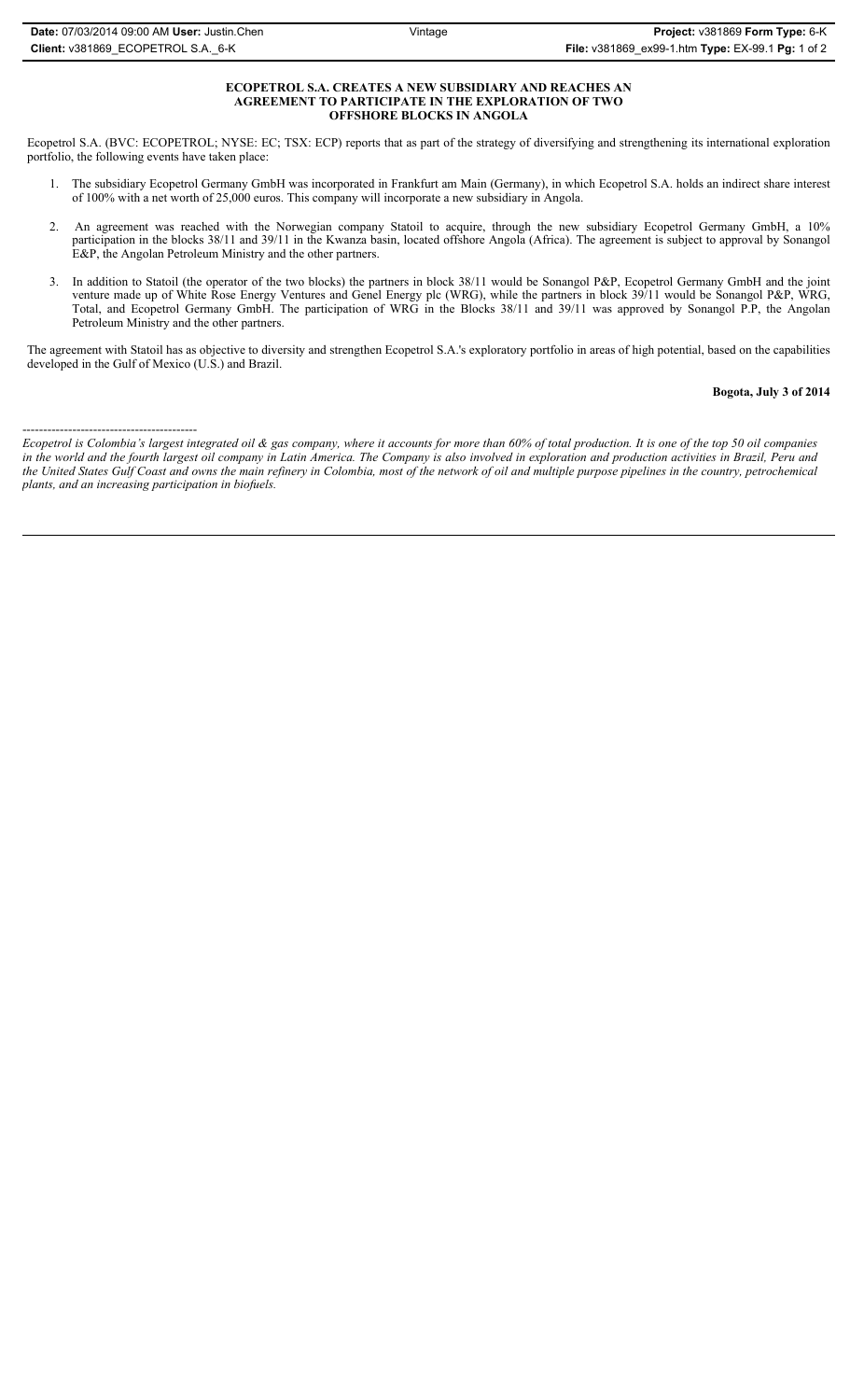**ECOPETROL S.A. CREATES A NEW SUBSIDIARY AND REACHES AN AGREEMENT TO PARTICIPATE IN THE EXPLORATION OF TWO OFFSHORE BLOCKS IN ANGOLA**

Ecopetrol S.A. (BVC: ECOPETROL; NYSE: EC; TSX: ECP) reports that as part of the strategy of diversifying and strengthening its international exploration portfolio, the following events have taken place:

1. The subsidiary Ecopetrol Germany GmbH was incorporated in Frankfurt am Main (Germany), in which Ecopetrol S.A. holds an indirect share interest of 100% with a net worth of 25,000 euros. This company will incorporate a new subsidiary in Angola.

2. An agreement was reached with the Norwegian company Statoil to acquire, through the new subsidiary Ecopetrol Germany GmbH, a 10% participation in the blocks 38/11 and 39/11 in the Kwanza basin, located offshore Angola (Africa). The agreement is subject to approval by Sonangol E&P, the Angolan Petroleum Ministry and the other partners.

3. In addition to Statoil (the operator of the two blocks) the partners in block 38/11 would be Sonangol P&P, Ecopetrol Germany GmbH and the joint venture made up of White Rose Energy Ventures and Genel Energy plc (WRG), while the partners in block 39/11 would be Sonangol P&P, WRG, Total, and Ecopetrol Germany GmbH. The participation of WRG in the Blocks 38/11 and 39/11 was approved by Sonangol P.P, the Angolan Petroleum Ministry and the other partners.

The agreement with Statoil has as objective to diversity and strengthen Ecopetrol S.A.'s exploratory portfolio in areas of high potential, based on the capabilities developed in the Gulf of Mexico (U.S.) and Brazil.

**Bogota, July 3 of 2014**

-----------------------------------------

*Ecopetrol is Colombia's largest integrated oil & gas company, where it accounts for more than 60% of total production. It is one of the top 50 oil companies in the world and the fourth largest oil company in Latin America. The Company is also involved in exploration and production activities in Brazil, Peru and the United States Gulf Coast and owns the main refinery in Colombia, most of the network of oil and multiple purpose pipelines in the country, petrochemical plants, and an increasing participation in biofuels.*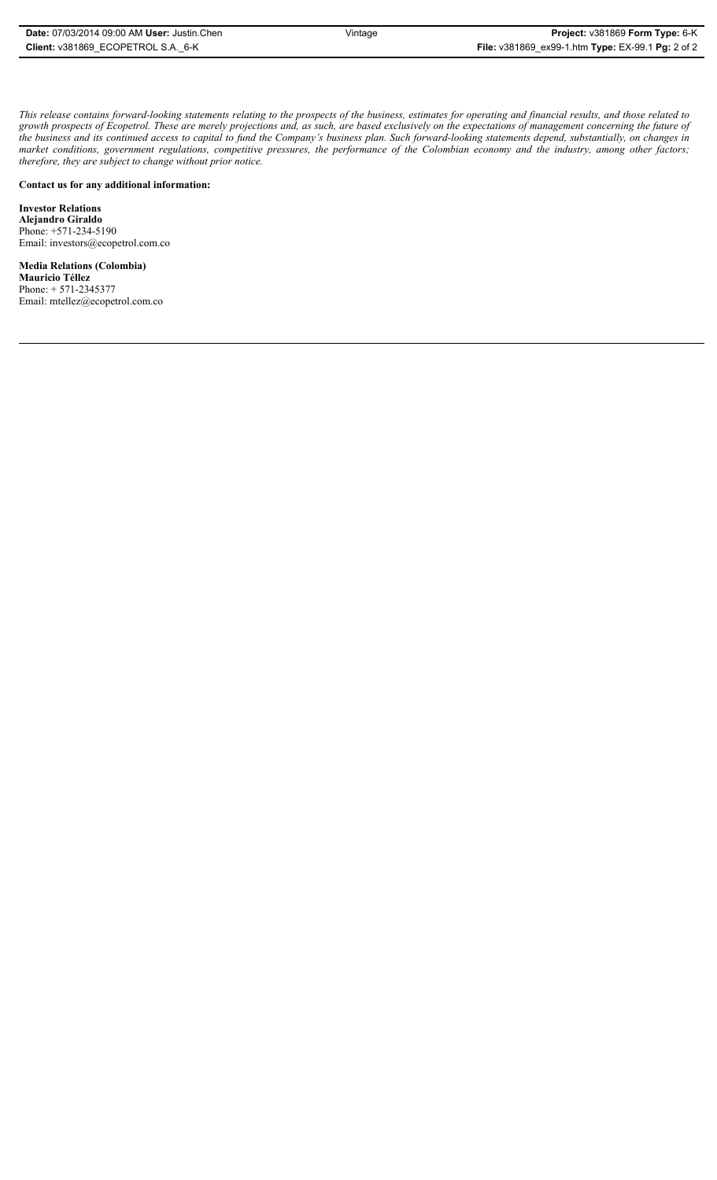*This release contains forward-looking statements relating to the prospects of the business, estimates for operating and financial results, and those related to growth prospects of Ecopetrol. These are merely projections and, as such, are based exclusively on the expectations of management concerning the future of the business and its continued access to capital to fund the Company's business plan. Such forward-looking statements depend, substantially, on changes in market conditions, government regulations, competitive pressures, the performance of the Colombian economy and the industry, among other factors; therefore, they are subject to change without prior notice.*

**Contact us for any additional information:**

**Investor Relations**
**Alejandro Giraldo**
Phone: +571-234-5190
Email: investors@ecopetrol.com.co

**Media Relations (Colombia)**
**Mauricio Téllez**
Phone: + 571-2345377
Email: mtellez@ecopetrol.com.co